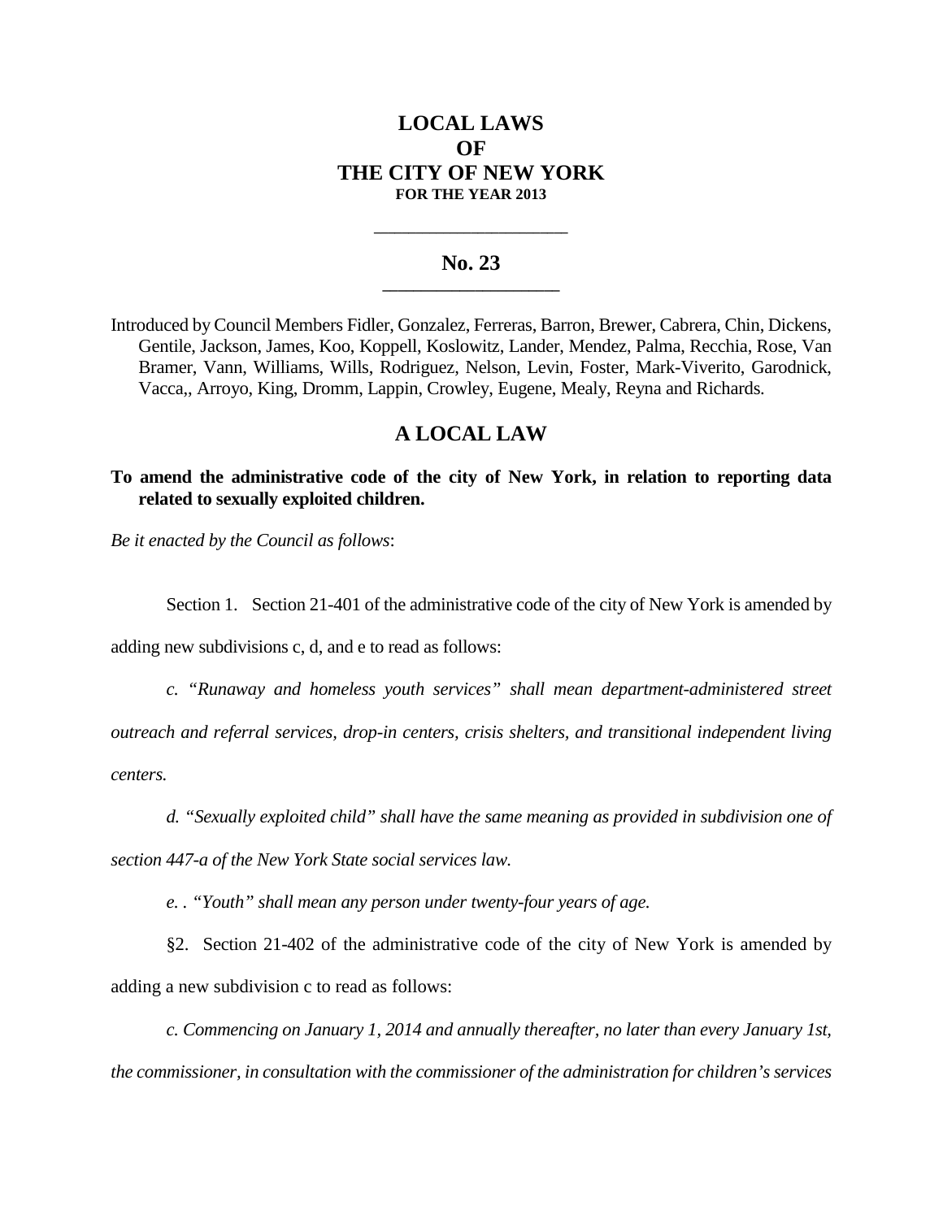# LOCAL LAWS OF THE CITY OF NEW YORK

**FOR THE YEAR 2013**

---

## No. 23

---

Introduced by Council Members Fidler, Gonzalez, Ferreras, Barron, Brewer, Cabrera, Chin, Dickens, Gentile, Jackson, James, Koo, Koppell, Koslowitz, Lander, Mendez, Palma, Recchia, Rose, Van Bramer, Vann, Williams, Wills, Rodriguez, Nelson, Levin, Foster, Mark-Viverito, Garodnick, Vacca,, Arroyo, King, Dromm, Lappin, Crowley, Eugene, Mealy, Reyna and Richards.

## A LOCAL LAW

**To amend the administrative code of the city of New York, in relation to reporting data related to sexually exploited children.**

*Be it enacted by the Council as follows*:

Section 1. Section 21-401 of the administrative code of the city of New York is amended by adding new subdivisions c, d, and e to read as follows:

*c. "Runaway and homeless youth services" shall mean department-administered street outreach and referral services, drop-in centers, crisis shelters, and transitional independent living centers.*

*d. "Sexually exploited child" shall have the same meaning as provided in subdivision one of section 447-a of the New York State social services law.*

*e. . "Youth" shall mean any person under twenty-four years of age.*

§2. Section 21-402 of the administrative code of the city of New York is amended by adding a new subdivision c to read as follows:

*c. Commencing on January 1, 2014 and annually thereafter, no later than every January 1st, the commissioner, in consultation with the commissioner of the administration for children's services*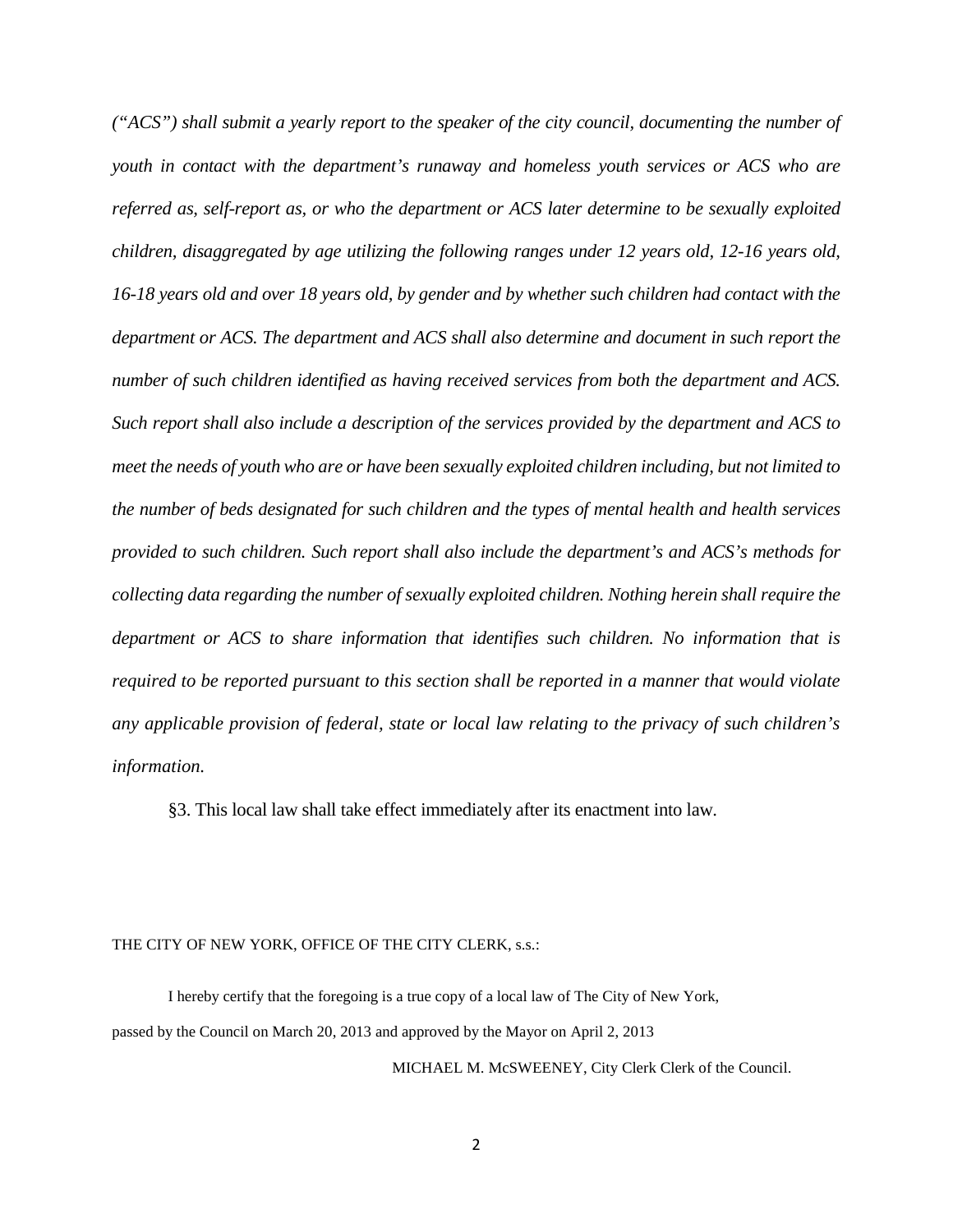*("ACS") shall submit a yearly report to the speaker of the city council, documenting the number of youth in contact with the department's runaway and homeless youth services or ACS who are referred as, self-report as, or who the department or ACS later determine to be sexually exploited children, disaggregated by age utilizing the following ranges under 12 years old, 12-16 years old, 16-18 years old and over 18 years old, by gender and by whether such children had contact with the department or ACS. The department and ACS shall also determine and document in such report the number of such children identified as having received services from both the department and ACS. Such report shall also include a description of the services provided by the department and ACS to meet the needs of youth who are or have been sexually exploited children including, but not limited to the number of beds designated for such children and the types of mental health and health services provided to such children. Such report shall also include the department's and ACS's methods for collecting data regarding the number of sexually exploited children. Nothing herein shall require the department or ACS to share information that identifies such children. No information that is required to be reported pursuant to this section shall be reported in a manner that would violate any applicable provision of federal, state or local law relating to the privacy of such children's information.*

§3. This local law shall take effect immediately after its enactment into law.

THE CITY OF NEW YORK, OFFICE OF THE CITY CLERK, s.s.:

I hereby certify that the foregoing is a true copy of a local law of The City of New York, passed by the Council on March 20, 2013 and approved by the Mayor on April 2, 2013

MICHAEL M. McSWEENEY, City Clerk Clerk of the Council.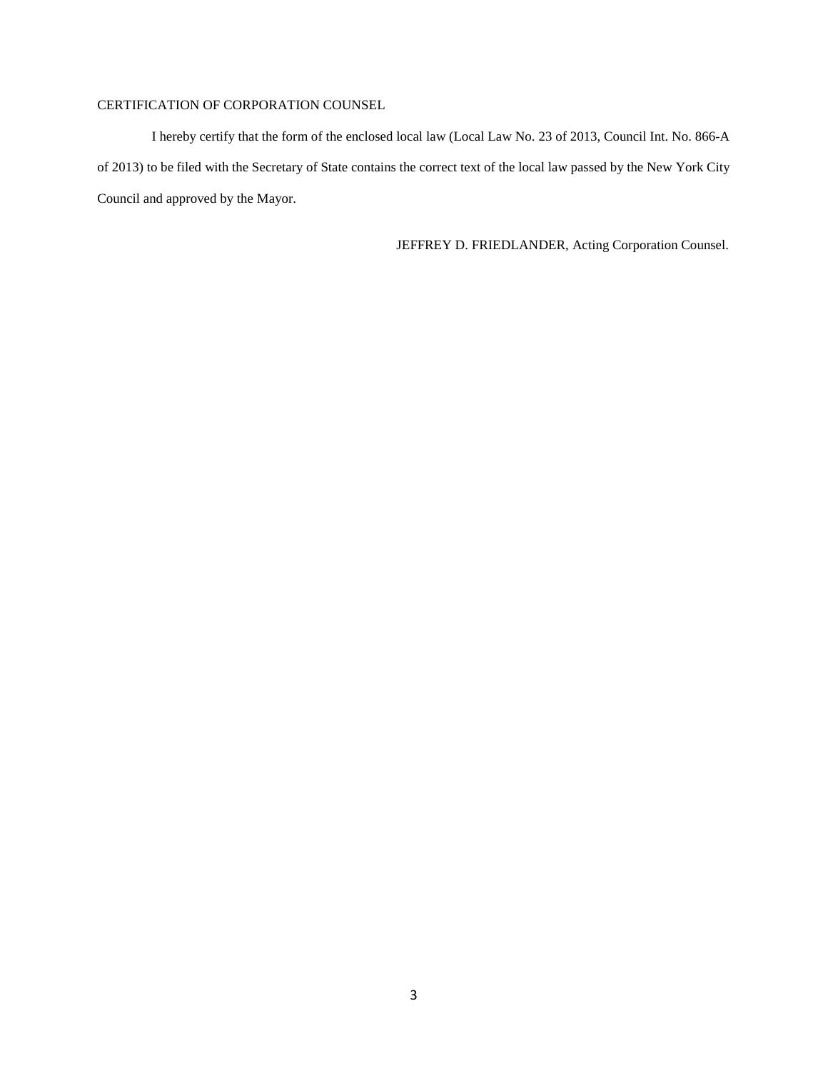CERTIFICATION OF CORPORATION COUNSEL

I hereby certify that the form of the enclosed local law (Local Law No. 23 of 2013, Council Int. No. 866-A of 2013) to be filed with the Secretary of State contains the correct text of the local law passed by the New York City Council and approved by the Mayor.

JEFFREY D. FRIEDLANDER, Acting Corporation Counsel.